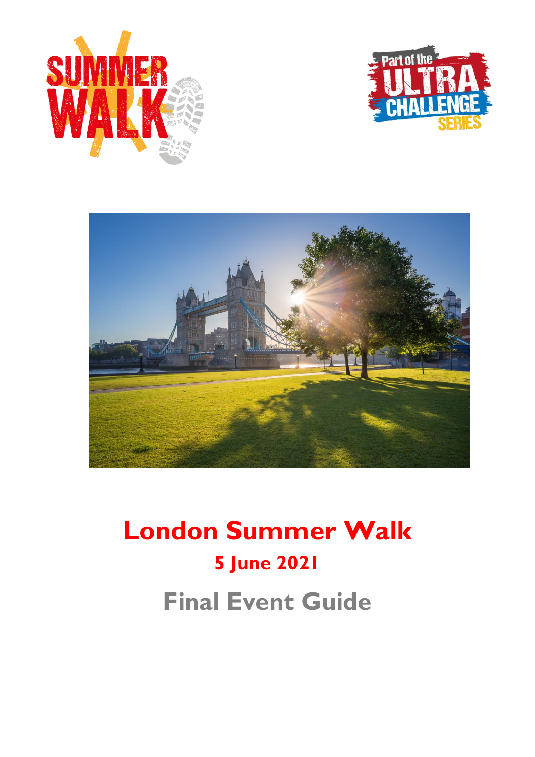# London Summer Walk

## 5 June 2021

## Final Event Guide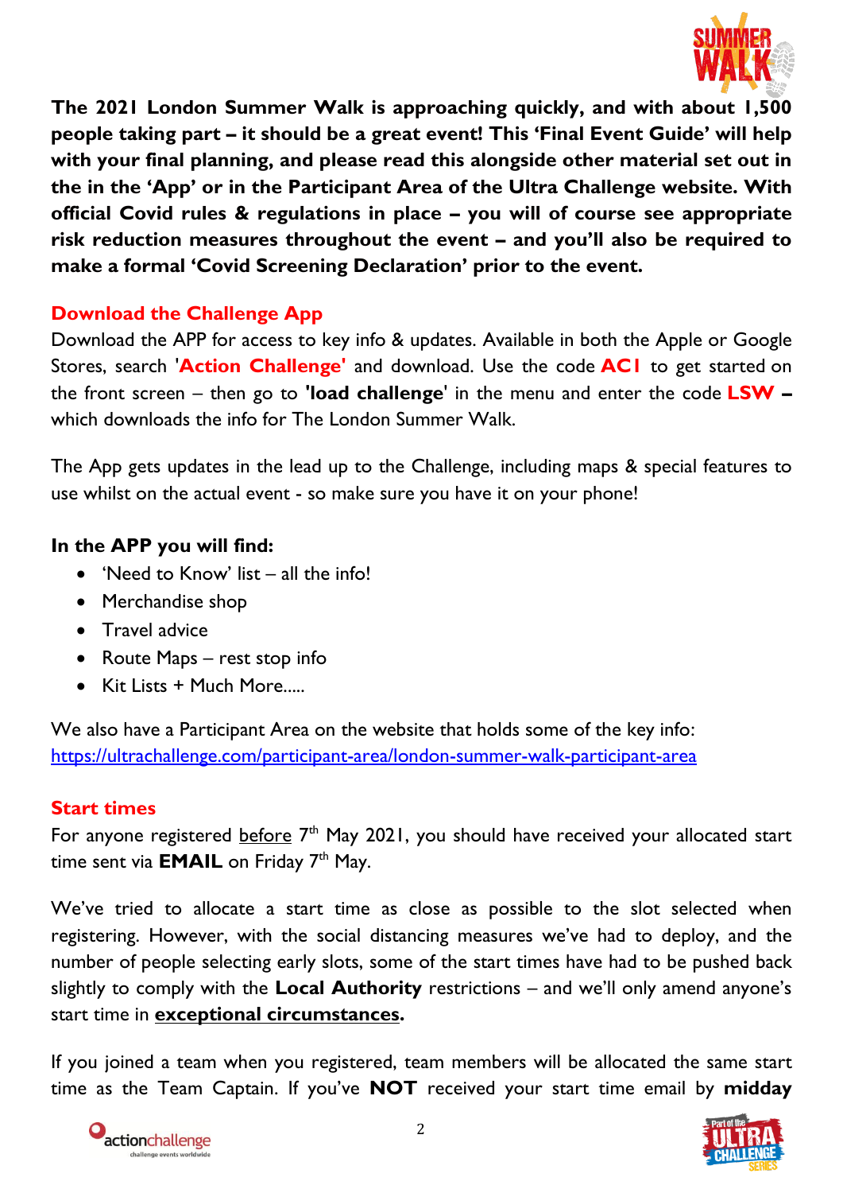**The 2021 London Summer Walk is approaching quickly, and with about 1,500 people taking part – it should be a great event! This 'Final Event Guide' will help with your final planning, and please read this alongside other material set out in the in the 'App' or in the Participant Area of the Ultra Challenge website. With official Covid rules & regulations in place – you will of course see appropriate risk reduction measures throughout the event – and you'll also be required to make a formal 'Covid Screening Declaration' prior to the event.**

## Download the Challenge App

Download the APP for access to key info & updates. Available in both the Apple or Google Stores, search '**Action Challenge**' and download. Use the code **AC1** to get started on the front screen – then go to '**load challenge**' in the menu and enter the code **LSW –** which downloads the info for The London Summer Walk.

The App gets updates in the lead up to the Challenge, including maps & special features to use whilst on the actual event - so make sure you have it on your phone!

**In the APP you will find:**

- 'Need to Know' list – all the info!
- Merchandise shop
- Travel advice
- Route Maps – rest stop info
- Kit Lists + Much More.....

We also have a Participant Area on the website that holds some of the key info: https://ultrachallenge.com/participant-area/london-summer-walk-participant-area

## Start times

For anyone registered before 7th May 2021, you should have received your allocated start time sent via **EMAIL** on Friday 7th May.

We've tried to allocate a start time as close as possible to the slot selected when registering. However, with the social distancing measures we've had to deploy, and the number of people selecting early slots, some of the start times have had to be pushed back slightly to comply with the **Local Authority** restrictions – and we'll only amend anyone's start time in **exceptional circumstances.**

If you joined a team when you registered, team members will be allocated the same start time as the Team Captain. If you've **NOT** received your start time email by **midday**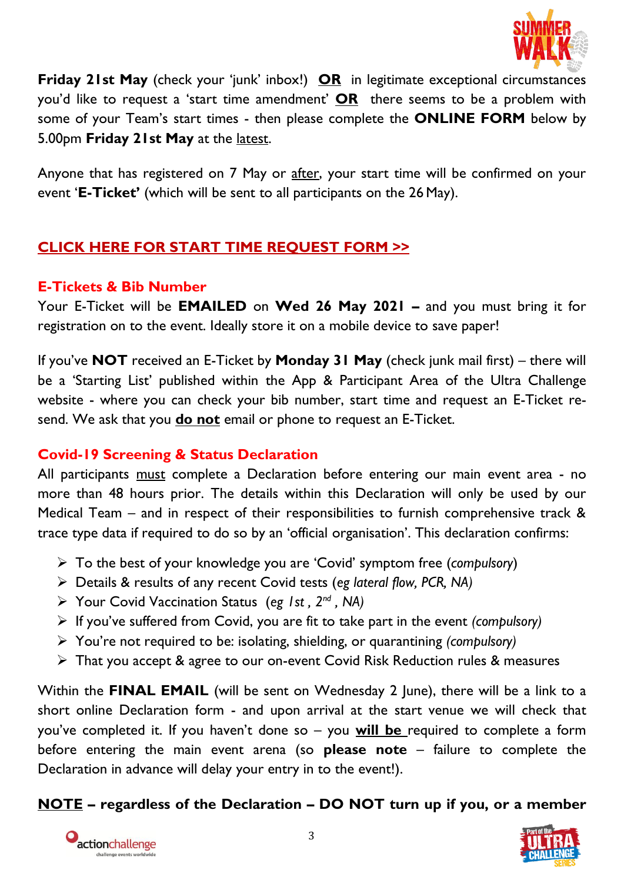**Friday 21st May** (check your 'junk' inbox!) **OR** in legitimate exceptional circumstances you'd like to request a 'start time amendment' **OR** there seems to be a problem with some of your Team's start times - then please complete the **ONLINE FORM** below by 5.00pm **Friday 21st May** at the latest.

Anyone that has registered on 7 May or after, your start time will be confirmed on your event '**E-Ticket'** (which will be sent to all participants on the 26 May).

**CLICK HERE FOR START TIME REQUEST FORM >>**

### E-Tickets & Bib Number

Your E-Ticket will be **EMAILED** on **Wed 26 May 2021 –** and you must bring it for registration on to the event. Ideally store it on a mobile device to save paper!

If you've **NOT** received an E-Ticket by **Monday 31 May** (check junk mail first) – there will be a 'Starting List' published within the App & Participant Area of the Ultra Challenge website - where you can check your bib number, start time and request an E-Ticket re-send. We ask that you **do not** email or phone to request an E-Ticket.

### Covid-19 Screening & Status Declaration

All participants must complete a Declaration before entering our main event area - no more than 48 hours prior. The details within this Declaration will only be used by our Medical Team – and in respect of their responsibilities to furnish comprehensive track & trace type data if required to do so by an 'official organisation'. This declaration confirms:

- To the best of your knowledge you are 'Covid' symptom free (*compulsory*)
- Details & results of any recent Covid tests (*eg lateral flow, PCR, NA)*
- Your Covid Vaccination Status (*eg 1st , 2nd , NA)*
- If you've suffered from Covid, you are fit to take part in the event *(compulsory)*
- You're not required to be: isolating, shielding, or quarantining *(compulsory)*
- That you accept & agree to our on-event Covid Risk Reduction rules & measures

Within the **FINAL EMAIL** (will be sent on Wednesday 2 June), there will be a link to a short online Declaration form - and upon arrival at the start venue we will check that you've completed it. If you haven't done so – you **will be** required to complete a form before entering the main event arena (so **please note** – failure to complete the Declaration in advance will delay your entry in to the event!).

**NOTE – regardless of the Declaration – DO NOT turn up if you, or a member**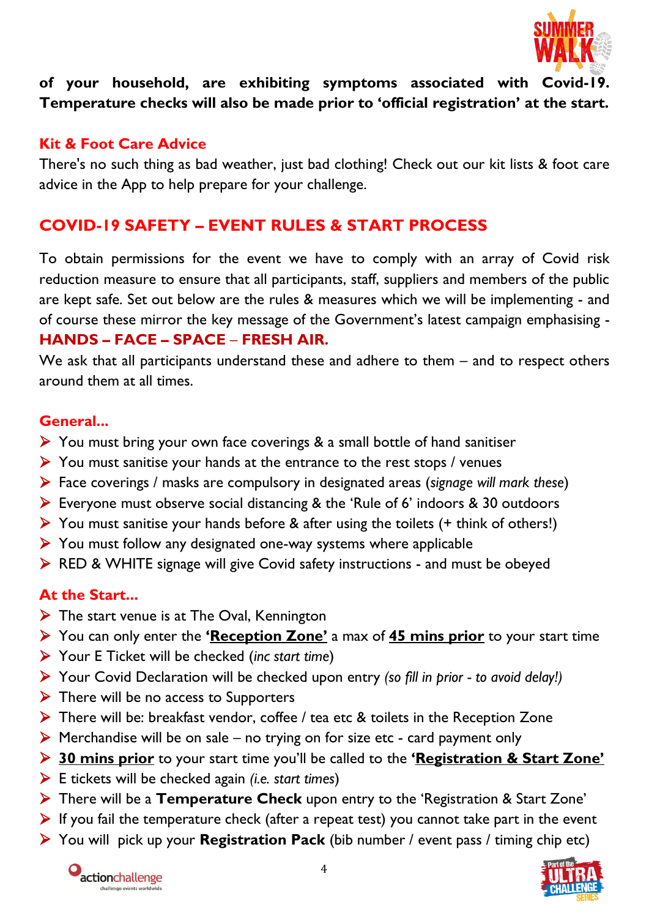**of your household, are exhibiting symptoms associated with Covid-19. Temperature checks will also be made prior to 'official registration' at the start.**

### Kit & Foot Care Advice

There's no such thing as bad weather, just bad clothing! Check out our kit lists & foot care advice in the App to help prepare for your challenge.

## COVID-19 SAFETY – EVENT RULES & START PROCESS

To obtain permissions for the event we have to comply with an array of Covid risk reduction measure to ensure that all participants, staff, suppliers and members of the public are kept safe. Set out below are the rules & measures which we will be implementing - and of course these mirror the key message of the Government's latest campaign emphasising - **HANDS – FACE – SPACE – FRESH AIR.**

We ask that all participants understand these and adhere to them – and to respect others around them at all times.

### General...

- You must bring your own face coverings & a small bottle of hand sanitiser
- You must sanitise your hands at the entrance to the rest stops / venues
- Face coverings / masks are compulsory in designated areas (*signage will mark these*)
- Everyone must observe social distancing & the 'Rule of 6' indoors & 30 outdoors
- You must sanitise your hands before & after using the toilets (+ think of others!)
- You must follow any designated one-way systems where applicable
- RED & WHITE signage will give Covid safety instructions - and must be obeyed

### At the Start...

- The start venue is at The Oval, Kennington
- You can only enter the **'Reception Zone'** a max of **45 mins prior** to your start time
- Your E Ticket will be checked (*inc start time*)
- Your Covid Declaration will be checked upon entry *(so fill in prior - to avoid delay!)*
- There will be no access to Supporters
- There will be: breakfast vendor, coffee / tea etc & toilets in the Reception Zone
- Merchandise will be on sale – no trying on for size etc - card payment only
- **30 mins prior** to your start time you'll be called to the **'Registration & Start Zone'**
- E tickets will be checked again *(i.e. start times)*
- There will be a **Temperature Check** upon entry to the 'Registration & Start Zone'
- If you fail the temperature check (after a repeat test) you cannot take part in the event
- You will pick up your **Registration Pack** (bib number / event pass / timing chip etc)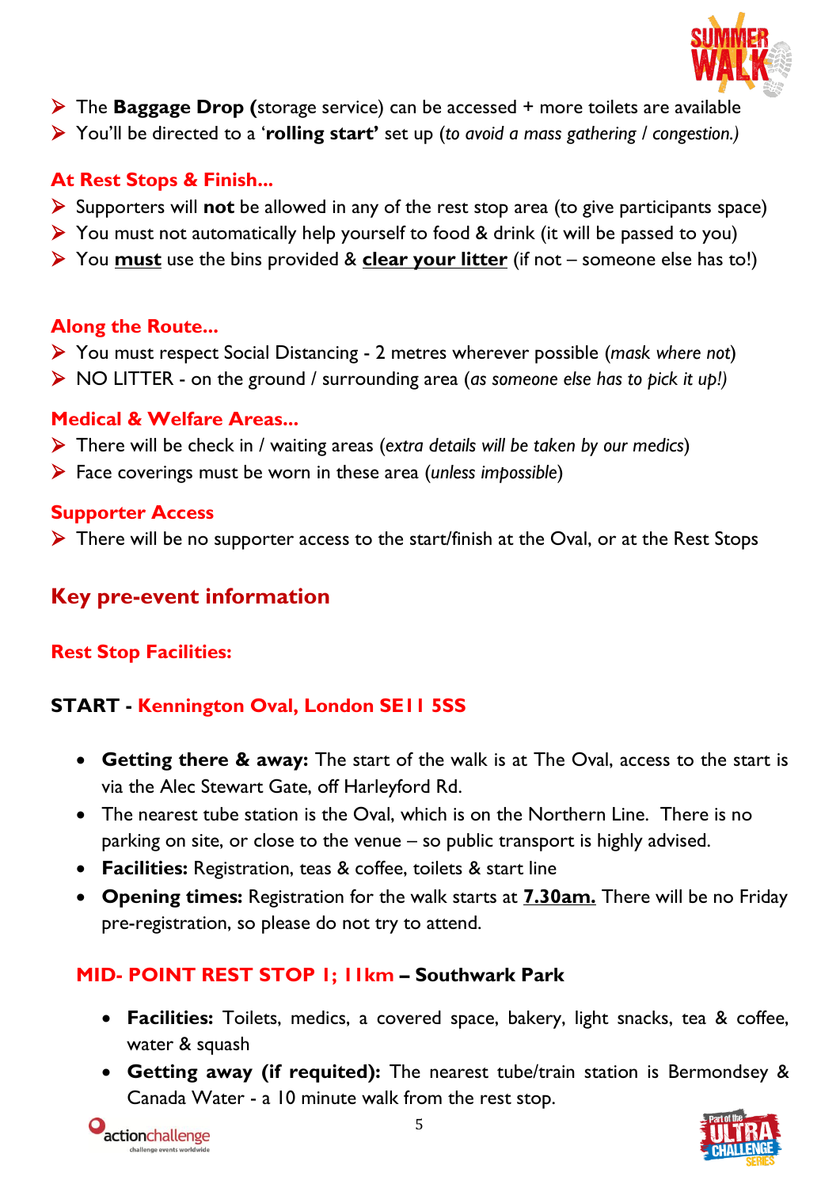- The **Baggage Drop (**storage service) can be accessed + more toilets are available
- You'll be directed to a '**rolling start'** set up (*to avoid a mass gathering / congestion.)*

### At Rest Stops & Finish...

- Supporters will **not** be allowed in any of the rest stop area (to give participants space)
- You must not automatically help yourself to food & drink (it will be passed to you)
- You **must** use the bins provided & **clear your litter** (if not – someone else has to!)

### Along the Route...

- You must respect Social Distancing - 2 metres wherever possible (*mask where not*)
- NO LITTER - on the ground / surrounding area (*as someone else has to pick it up!)*

### Medical & Welfare Areas...

- There will be check in / waiting areas (*extra details will be taken by our medics*)
- Face coverings must be worn in these area (*unless impossible*)

### Supporter Access

- There will be no supporter access to the start/finish at the Oval, or at the Rest Stops

## Key pre-event information

### Rest Stop Facilities:

### START - Kennington Oval, London SE11 5SS

- **Getting there & away:** The start of the walk is at The Oval, access to the start is via the Alec Stewart Gate, off Harleyford Rd.
- The nearest tube station is the Oval, which is on the Northern Line. There is no parking on site, or close to the venue – so public transport is highly advised.
- **Facilities:** Registration, teas & coffee, toilets & start line
- **Opening times:** Registration for the walk starts at **7.30am.** There will be no Friday pre-registration, so please do not try to attend.

### MID- POINT REST STOP 1; 11km – Southwark Park

- **Facilities:** Toilets, medics, a covered space, bakery, light snacks, tea & coffee, water & squash
- **Getting away (if requited):** The nearest tube/train station is Bermondsey & Canada Water - a 10 minute walk from the rest stop.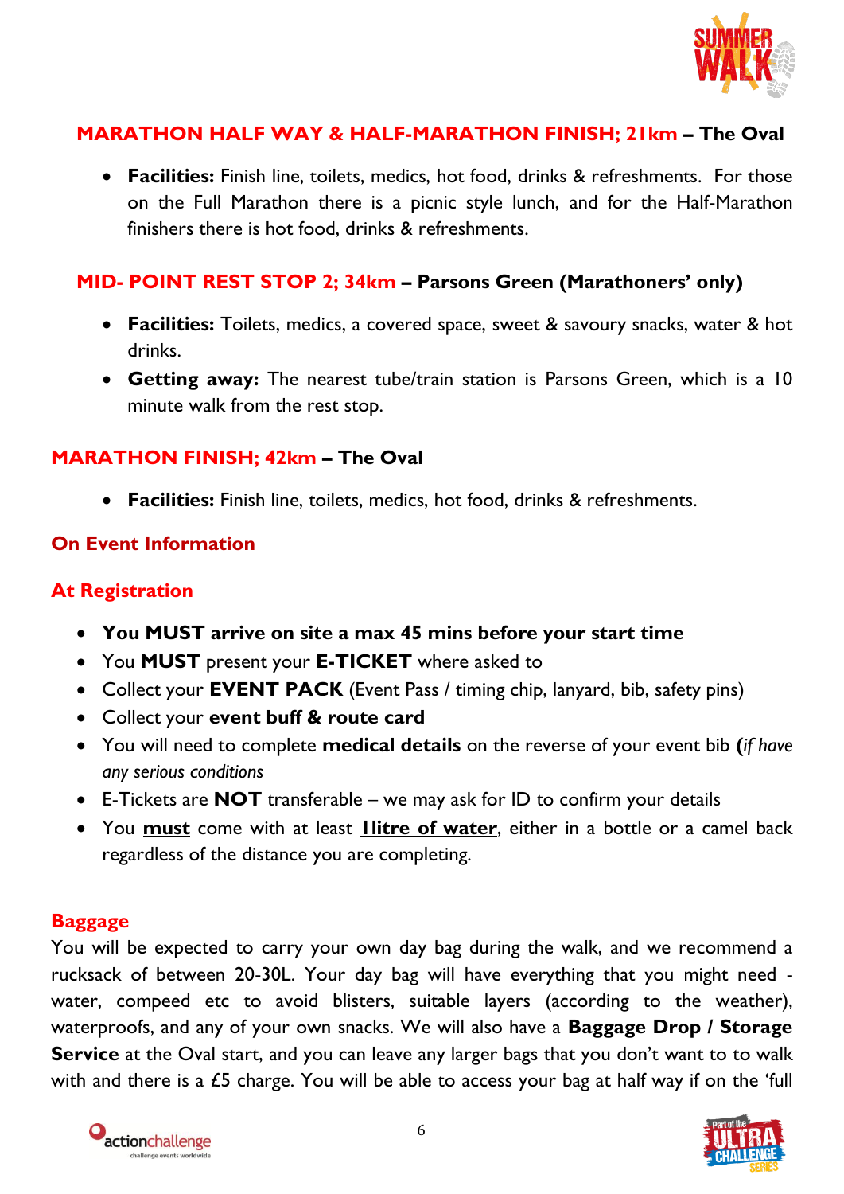## MARATHON HALF WAY & HALF-MARATHON FINISH; 21km – The Oval

- **Facilities:** Finish line, toilets, medics, hot food, drinks & refreshments. For those on the Full Marathon there is a picnic style lunch, and for the Half-Marathon finishers there is hot food, drinks & refreshments.

## MID- POINT REST STOP 2; 34km – Parsons Green (Marathoners' only)

- **Facilities:** Toilets, medics, a covered space, sweet & savoury snacks, water & hot drinks.
- **Getting away:** The nearest tube/train station is Parsons Green, which is a 10 minute walk from the rest stop.

## MARATHON FINISH; 42km – The Oval

- **Facilities:** Finish line, toilets, medics, hot food, drinks & refreshments.

## On Event Information

## At Registration

- **You MUST arrive on site a <u>max</u> 45 mins before your start time**
- You **MUST** present your **E-TICKET** where asked to
- Collect your **EVENT PACK** (Event Pass / timing chip, lanyard, bib, safety pins)
- Collect your **event buff & route card**
- You will need to complete **medical details** on the reverse of your event bib **(***if have any serious conditions*
- E-Tickets are **NOT** transferable – we may ask for ID to confirm your details
- You **<u>must</u>** come with at least **<u>1litre of water</u>**, either in a bottle or a camel back regardless of the distance you are completing.

## Baggage

You will be expected to carry your own day bag during the walk, and we recommend a rucksack of between 20-30L. Your day bag will have everything that you might need - water, compeed etc to avoid blisters, suitable layers (according to the weather), waterproofs, and any of your own snacks. We will also have a **Baggage Drop / Storage Service** at the Oval start, and you can leave any larger bags that you don't want to to walk with and there is a £5 charge. You will be able to access your bag at half way if on the 'full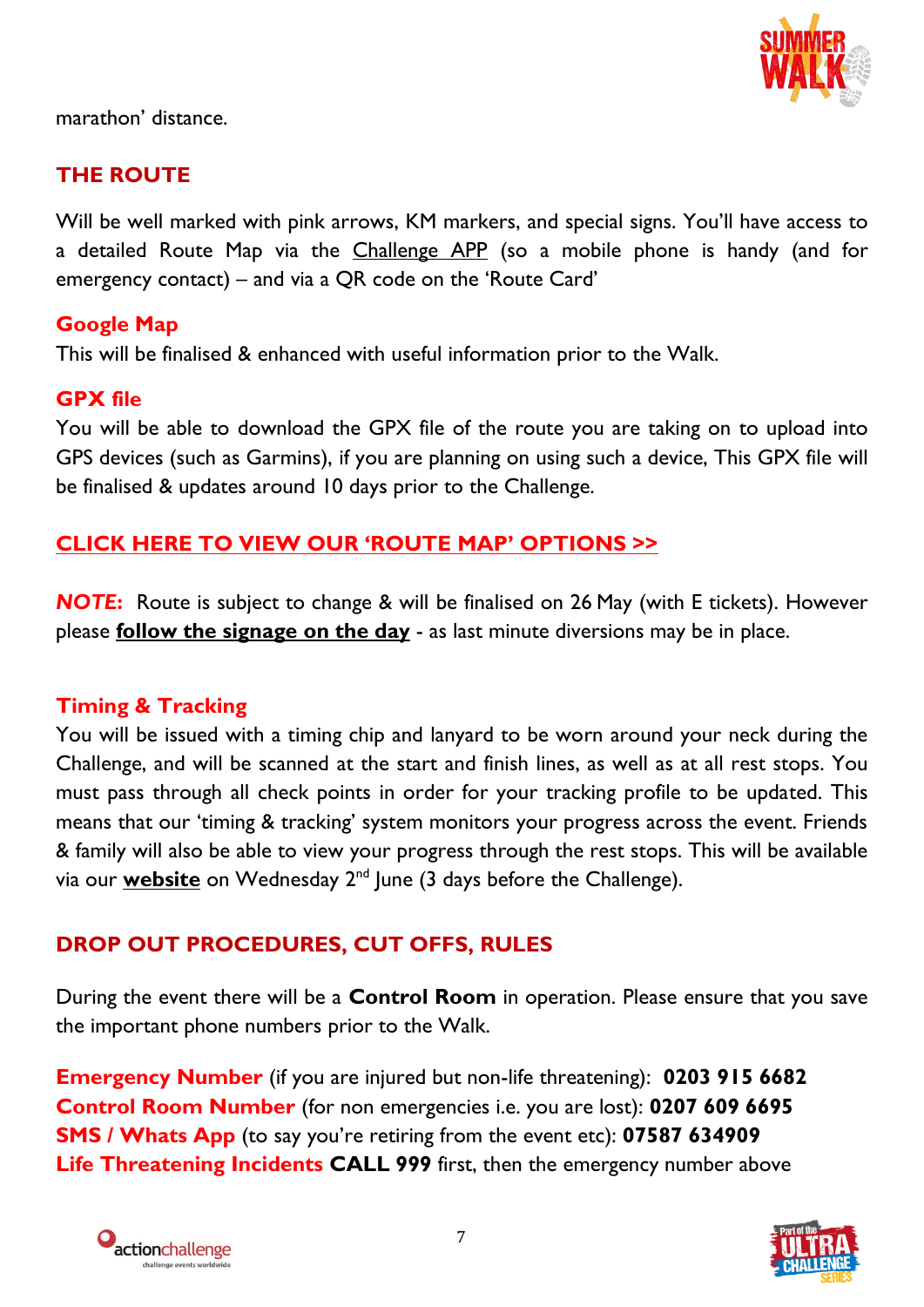marathon' distance.

## THE ROUTE

Will be well marked with pink arrows, KM markers, and special signs. You'll have access to a detailed Route Map via the Challenge APP (so a mobile phone is handy (and for emergency contact) – and via a QR code on the 'Route Card'

### Google Map

This will be finalised & enhanced with useful information prior to the Walk.

### GPX file

You will be able to download the GPX file of the route you are taking on to upload into GPS devices (such as Garmins), if you are planning on using such a device, This GPX file will be finalised & updates around 10 days prior to the Challenge.

**CLICK HERE TO VIEW OUR 'ROUTE MAP' OPTIONS >>**

***NOTE:*** Route is subject to change & will be finalised on 26 May (with E tickets). However please **follow the signage on the day** - as last minute diversions may be in place.

### Timing & Tracking

You will be issued with a timing chip and lanyard to be worn around your neck during the Challenge, and will be scanned at the start and finish lines, as well as at all rest stops. You must pass through all check points in order for your tracking profile to be updated. This means that our 'timing & tracking' system monitors your progress across the event. Friends & family will also be able to view your progress through the rest stops. This will be available via our **website** on Wednesday 2nd June (3 days before the Challenge).

## DROP OUT PROCEDURES, CUT OFFS, RULES

During the event there will be a **Control Room** in operation. Please ensure that you save the important phone numbers prior to the Walk.

**Emergency Number** (if you are injured but non-life threatening): **0203 915 6682**
**Control Room Number** (for non emergencies i.e. you are lost): **0207 609 6695**
**SMS / Whats App** (to say you're retiring from the event etc): **07587 634909**
**Life Threatening Incidents CALL 999** first, then the emergency number above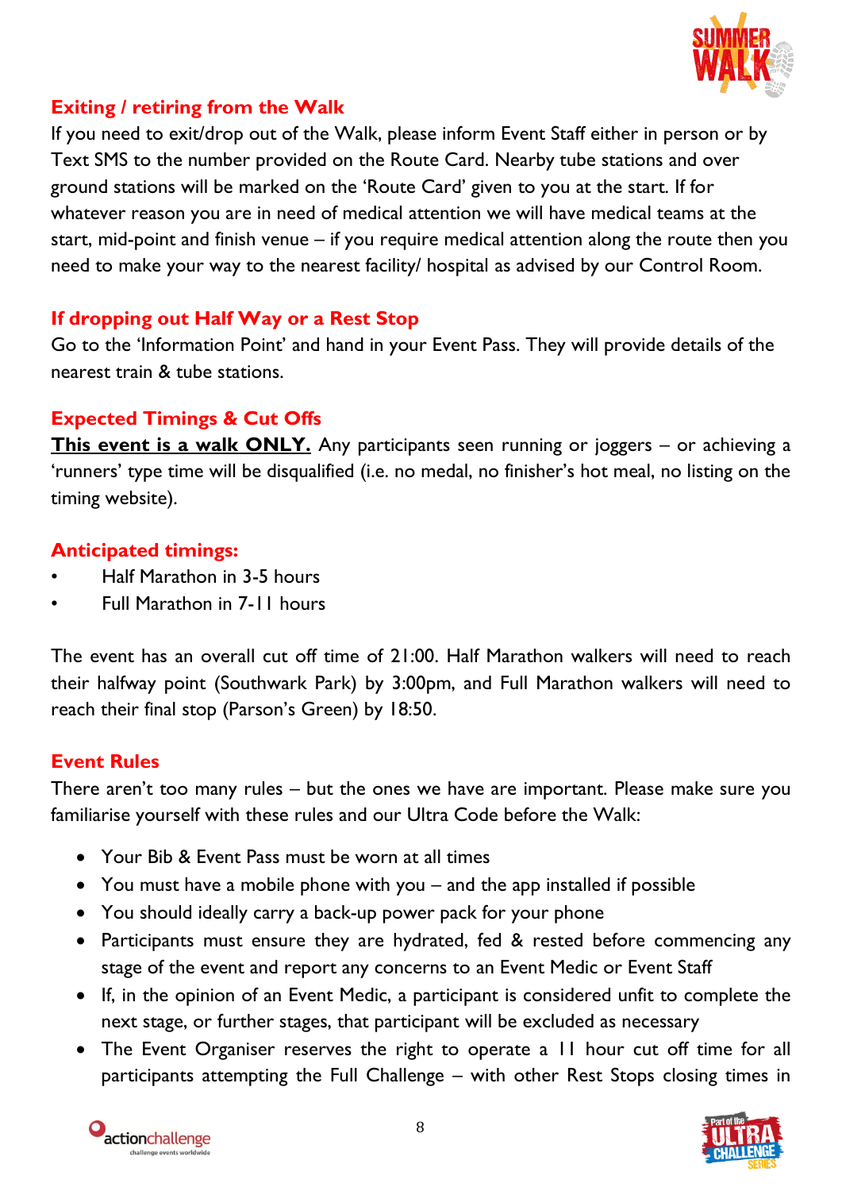## Exiting / retiring from the Walk

If you need to exit/drop out of the Walk, please inform Event Staff either in person or by Text SMS to the number provided on the Route Card. Nearby tube stations and over ground stations will be marked on the 'Route Card' given to you at the start. If for whatever reason you are in need of medical attention we will have medical teams at the start, mid-point and finish venue – if you require medical attention along the route then you need to make your way to the nearest facility/ hospital as advised by our Control Room.

## If dropping out Half Way or a Rest Stop

Go to the 'Information Point' and hand in your Event Pass. They will provide details of the nearest train & tube stations.

## Expected Timings & Cut Offs

**This event is a walk ONLY.** Any participants seen running or joggers – or achieving a 'runners' type time will be disqualified (i.e. no medal, no finisher's hot meal, no listing on the timing website).

## Anticipated timings:

- Half Marathon in 3-5 hours
- Full Marathon in 7-11 hours

The event has an overall cut off time of 21:00. Half Marathon walkers will need to reach their halfway point (Southwark Park) by 3:00pm, and Full Marathon walkers will need to reach their final stop (Parson's Green) by 18:50.

## Event Rules

There aren't too many rules – but the ones we have are important. Please make sure you familiarise yourself with these rules and our Ultra Code before the Walk:

- Your Bib & Event Pass must be worn at all times
- You must have a mobile phone with you – and the app installed if possible
- You should ideally carry a back-up power pack for your phone
- Participants must ensure they are hydrated, fed & rested before commencing any stage of the event and report any concerns to an Event Medic or Event Staff
- If, in the opinion of an Event Medic, a participant is considered unfit to complete the next stage, or further stages, that participant will be excluded as necessary
- The Event Organiser reserves the right to operate a 11 hour cut off time for all participants attempting the Full Challenge – with other Rest Stops closing times in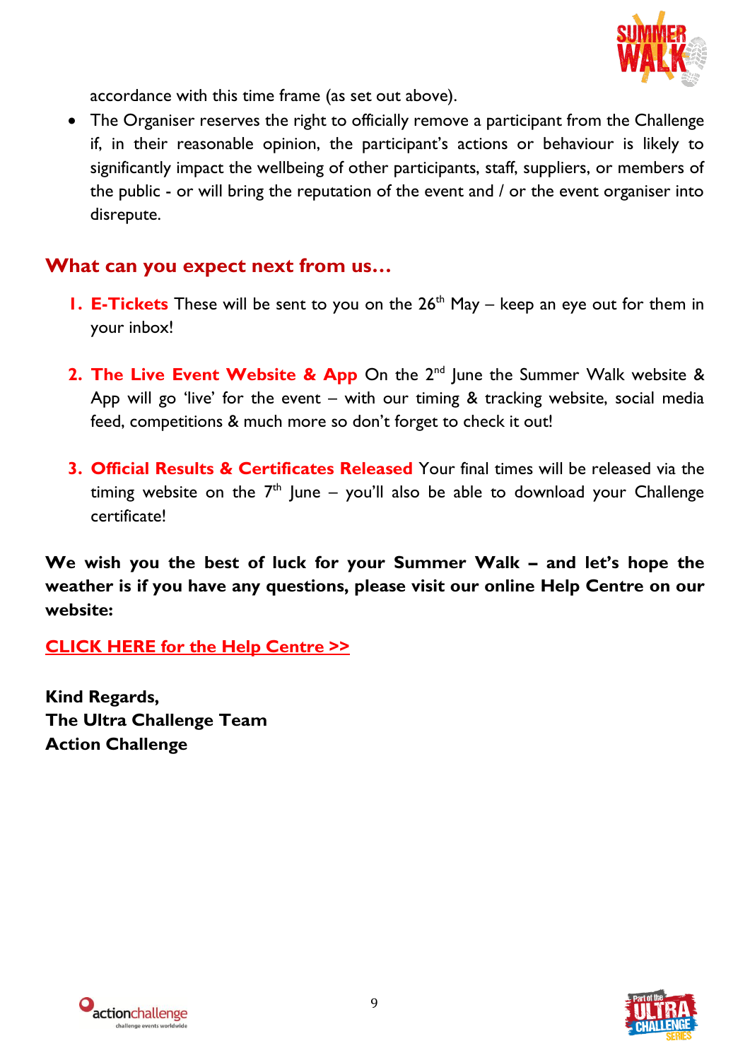accordance with this time frame (as set out above).

- The Organiser reserves the right to officially remove a participant from the Challenge if, in their reasonable opinion, the participant's actions or behaviour is likely to significantly impact the wellbeing of other participants, staff, suppliers, or members of the public - or will bring the reputation of the event and / or the event organiser into disrepute.

## What can you expect next from us…

1. **E-Tickets** These will be sent to you on the 26th May – keep an eye out for them in your inbox!

2. **The Live Event Website & App** On the 2nd June the Summer Walk website & App will go 'live' for the event – with our timing & tracking website, social media feed, competitions & much more so don't forget to check it out!

3. **Official Results & Certificates Released** Your final times will be released via the timing website on the 7th June – you'll also be able to download your Challenge certificate!

**We wish you the best of luck for your Summer Walk – and let's hope the weather is if you have any questions, please visit our online Help Centre on our website:**

**CLICK HERE for the Help Centre >>**

**Kind Regards,**
**The Ultra Challenge Team**
**Action Challenge**